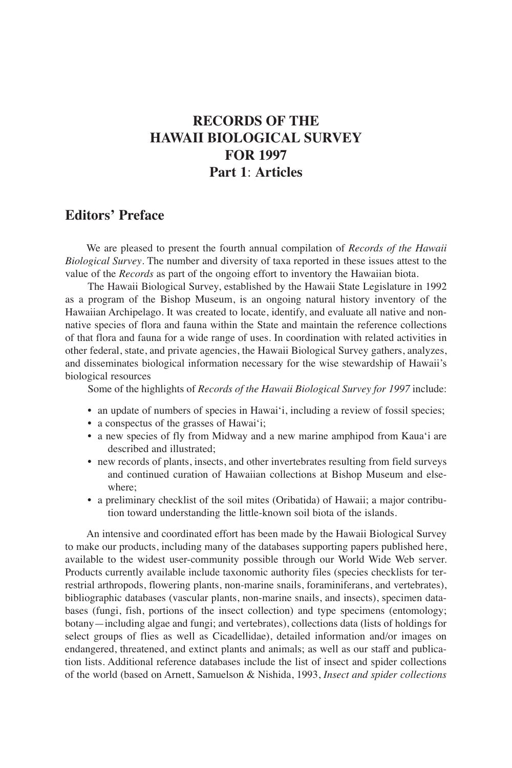# RECORDS OF THE HAWAII BIOLOGICAL SURVEY FOR 1997
## Part 1: Articles

## Editors' Preface

We are pleased to present the fourth annual compilation of *Records of the Hawaii Biological Survey*. The number and diversity of taxa reported in these issues attest to the value of the *Records* as part of the ongoing effort to inventory the Hawaiian biota.

The Hawaii Biological Survey, established by the Hawaii State Legislature in 1992 as a program of the Bishop Museum, is an ongoing natural history inventory of the Hawaiian Archipelago. It was created to locate, identify, and evaluate all native and nonnative species of flora and fauna within the State and maintain the reference collections of that flora and fauna for a wide range of uses. In coordination with related activities in other federal, state, and private agencies, the Hawaii Biological Survey gathers, analyzes, and disseminates biological information necessary for the wise stewardship of Hawaii's biological resources

Some of the highlights of *Records of the Hawaii Biological Survey for 1997* include:

- an update of numbers of species in Hawai'i, including a review of fossil species;
- a conspectus of the grasses of Hawai'i;
- a new species of fly from Midway and a new marine amphipod from Kaua'i are described and illustrated;
- new records of plants, insects, and other invertebrates resulting from field surveys and continued curation of Hawaiian collections at Bishop Museum and elsewhere;
- a preliminary checklist of the soil mites (Oribatida) of Hawaii; a major contribution toward understanding the little-known soil biota of the islands.

An intensive and coordinated effort has been made by the Hawaii Biological Survey to make our products, including many of the databases supporting papers published here, available to the widest user-community possible through our World Wide Web server. Products currently available include taxonomic authority files (species checklists for terrestrial arthropods, flowering plants, non-marine snails, foraminiferans, and vertebrates), bibliographic databases (vascular plants, non-marine snails, and insects), specimen databases (fungi, fish, portions of the insect collection) and type specimens (entomology; botany—including algae and fungi; and vertebrates), collections data (lists of holdings for select groups of flies as well as Cicadellidae), detailed information and/or images on endangered, threatened, and extinct plants and animals; as well as our staff and publication lists. Additional reference databases include the list of insect and spider collections of the world (based on Arnett, Samuelson & Nishida, 1993, *Insect and spider collections*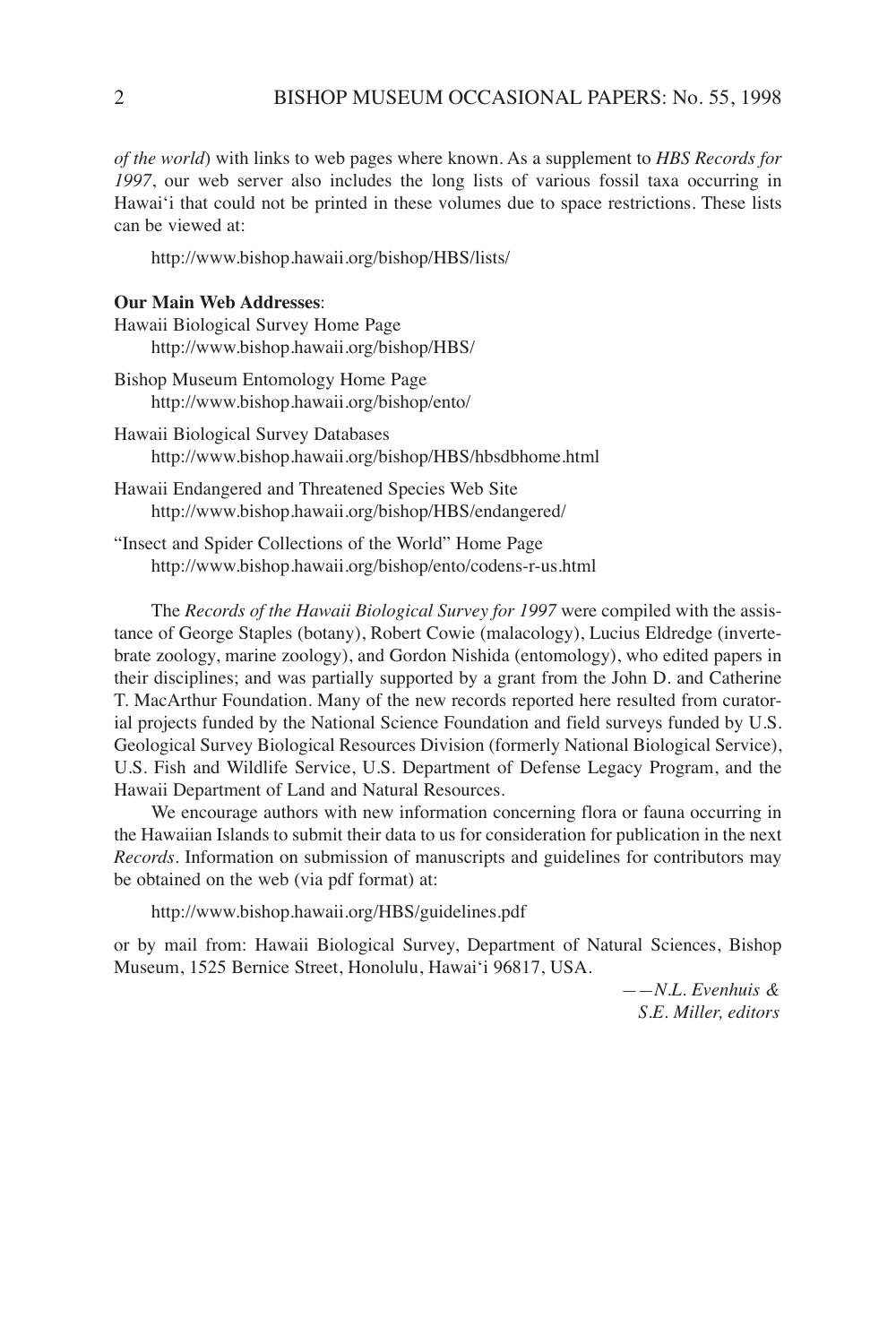*of the world*) with links to web pages where known. As a supplement to *HBS Records for 1997*, our web server also includes the long lists of various fossil taxa occurring in Hawai'i that could not be printed in these volumes due to space restrictions. These lists can be viewed at:

http://www.bishop.hawaii.org/bishop/HBS/lists/

**Our Main Web Addresses**:

Hawaii Biological Survey Home Page
http://www.bishop.hawaii.org/bishop/HBS/

Bishop Museum Entomology Home Page
http://www.bishop.hawaii.org/bishop/ento/

Hawaii Biological Survey Databases
http://www.bishop.hawaii.org/bishop/HBS/hbsdbhome.html

Hawaii Endangered and Threatened Species Web Site
http://www.bishop.hawaii.org/bishop/HBS/endangered/

"Insect and Spider Collections of the World" Home Page
http://www.bishop.hawaii.org/bishop/ento/codens-r-us.html

The *Records of the Hawaii Biological Survey for 1997* were compiled with the assistance of George Staples (botany), Robert Cowie (malacology), Lucius Eldredge (invertebrate zoology, marine zoology), and Gordon Nishida (entomology), who edited papers in their disciplines; and was partially supported by a grant from the John D. and Catherine T. MacArthur Foundation. Many of the new records reported here resulted from curatorial projects funded by the National Science Foundation and field surveys funded by U.S. Geological Survey Biological Resources Division (formerly National Biological Service), U.S. Fish and Wildlife Service, U.S. Department of Defense Legacy Program, and the Hawaii Department of Land and Natural Resources.

We encourage authors with new information concerning flora or fauna occurring in the Hawaiian Islands to submit their data to us for consideration for publication in the next *Records*. Information on submission of manuscripts and guidelines for contributors may be obtained on the web (via pdf format) at:

http://www.bishop.hawaii.org/HBS/guidelines.pdf

or by mail from: Hawaii Biological Survey, Department of Natural Sciences, Bishop Museum, 1525 Bernice Street, Honolulu, Hawai'i 96817, USA.

*——N.L. Evenhuis & S.E. Miller, editors*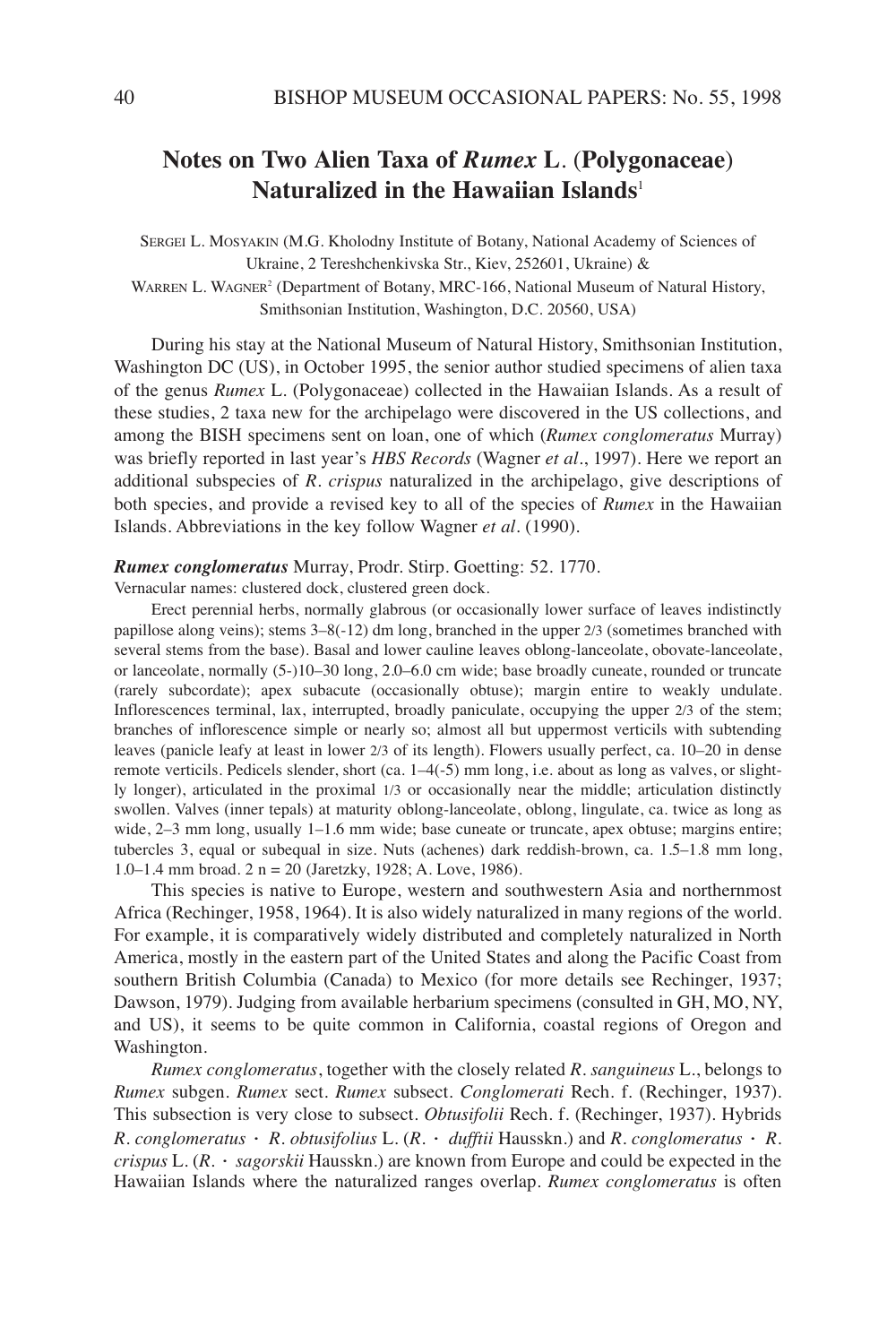# Notes on Two Alien Taxa of *Rumex* L. (Polygonaceae) Naturalized in the Hawaiian Islands[1]

Sergei L. Mosyakin (M.G. Kholodny Institute of Botany, National Academy of Sciences of Ukraine, 2 Tereshchenkivska Str., Kiev, 252601, Ukraine) &
Warren L. Wagner[2] (Department of Botany, MRC-166, National Museum of Natural History, Smithsonian Institution, Washington, D.C. 20560, USA)

During his stay at the National Museum of Natural History, Smithsonian Institution, Washington DC (US), in October 1995, the senior author studied specimens of alien taxa of the genus *Rumex* L. (Polygonaceae) collected in the Hawaiian Islands. As a result of these studies, 2 taxa new for the archipelago were discovered in the US collections, and among the BISH specimens sent on loan, one of which (*Rumex conglomeratus* Murray) was briefly reported in last year's *HBS Records* (Wagner *et al*., 1997). Here we report an additional subspecies of *R. crispus* naturalized in the archipelago, give descriptions of both species, and provide a revised key to all of the species of *Rumex* in the Hawaiian Islands. Abbreviations in the key follow Wagner *et al*. (1990).

***Rumex conglomeratus*** Murray, Prodr. Stirp. Goetting: 52. 1770.
Vernacular names: clustered dock, clustered green dock.

Erect perennial herbs, normally glabrous (or occasionally lower surface of leaves indistinctly papillose along veins); stems 3–8(-12) dm long, branched in the upper 2/3 (sometimes branched with several stems from the base). Basal and lower cauline leaves oblong-lanceolate, obovate-lanceolate, or lanceolate, normally (5-)10–30 long, 2.0–6.0 cm wide; base broadly cuneate, rounded or truncate (rarely subcordate); apex subacute (occasionally obtuse); margin entire to weakly undulate. Inflorescences terminal, lax, interrupted, broadly paniculate, occupying the upper 2/3 of the stem; branches of inflorescence simple or nearly so; almost all but uppermost verticils with subtending leaves (panicle leafy at least in lower 2/3 of its length). Flowers usually perfect, ca. 10–20 in dense remote verticils. Pedicels slender, short (ca. 1–4(-5) mm long, i.e. about as long as valves, or slightly longer), articulated in the proximal 1/3 or occasionally near the middle; articulation distinctly swollen. Valves (inner tepals) at maturity oblong-lanceolate, oblong, lingulate, ca. twice as long as wide, 2–3 mm long, usually 1–1.6 mm wide; base cuneate or truncate, apex obtuse; margins entire; tubercles 3, equal or subequal in size. Nuts (achenes) dark reddish-brown, ca. 1.5–1.8 mm long, 1.0–1.4 mm broad. 2 n = 20 (Jaretzky, 1928; A. Love, 1986).

This species is native to Europe, western and southwestern Asia and northernmost Africa (Rechinger, 1958, 1964). It is also widely naturalized in many regions of the world. For example, it is comparatively widely distributed and completely naturalized in North America, mostly in the eastern part of the United States and along the Pacific Coast from southern British Columbia (Canada) to Mexico (for more details see Rechinger, 1937; Dawson, 1979). Judging from available herbarium specimens (consulted in GH, MO, NY, and US), it seems to be quite common in California, coastal regions of Oregon and Washington.

*Rumex conglomeratus*, together with the closely related *R. sanguineus* L., belongs to *Rumex* subgen. *Rumex* sect. *Rumex* subsect. *Conglomerati* Rech. f. (Rechinger, 1937). This subsection is very close to subsect. *Obtusifolii* Rech. f. (Rechinger, 1937). Hybrids *R. conglomeratus* · *R. obtusifolius* L. (*R.* · *dufftii* Hausskn.) and *R. conglomeratus* · *R. crispus* L. (*R.* · *sagorskii* Hausskn.) are known from Europe and could be expected in the Hawaiian Islands where the naturalized ranges overlap. *Rumex conglomeratus* is often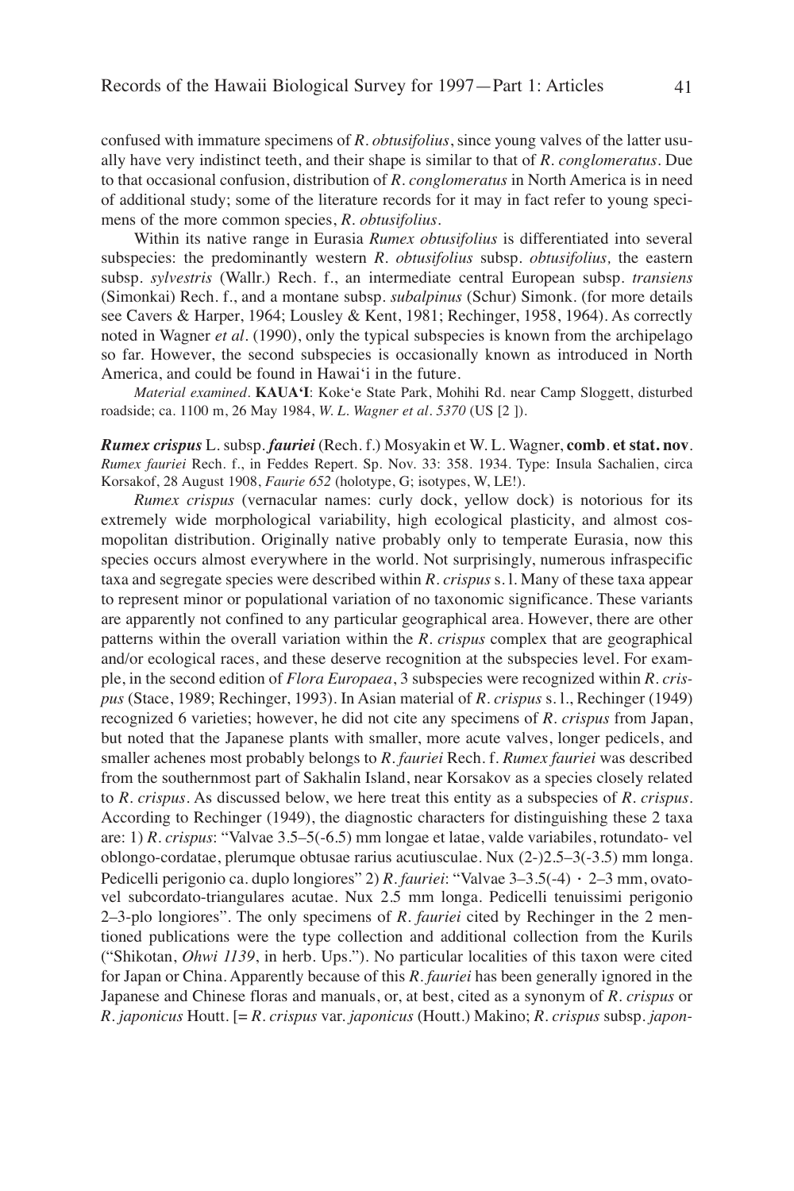confused with immature specimens of *R. obtusifolius*, since young valves of the latter usually have very indistinct teeth, and their shape is similar to that of *R. conglomeratus*. Due to that occasional confusion, distribution of *R. conglomeratus* in North America is in need of additional study; some of the literature records for it may in fact refer to young specimens of the more common species, *R. obtusifolius*.

Within its native range in Eurasia *Rumex obtusifolius* is differentiated into several subspecies: the predominantly western *R. obtusifolius* subsp. *obtusifolius,* the eastern subsp. *sylvestris* (Wallr.) Rech. f., an intermediate central European subsp. *transiens* (Simonkai) Rech. f., and a montane subsp. *subalpinus* (Schur) Simonk. (for more details see Cavers & Harper, 1964; Lousley & Kent, 1981; Rechinger, 1958, 1964). As correctly noted in Wagner *et al.* (1990), only the typical subspecies is known from the archipelago so far. However, the second subspecies is occasionally known as introduced in North America, and could be found in Hawai'i in the future.

*Material examined*. **KAUA'I**: Koke'e State Park, Mohihi Rd. near Camp Sloggett, disturbed roadside; ca. 1100 m, 26 May 1984, *W. L. Wagner et al. 5370* (US [2 ]).

***Rumex crispus*** L. subsp. ***fauriei*** (Rech. f.) Mosyakin et W. L. Wagner, **comb. et stat. nov**. *Rumex fauriei* Rech. f., in Feddes Repert. Sp. Nov. 33: 358. 1934. Type: Insula Sachalien, circa Korsakof, 28 August 1908, *Faurie 652* (holotype, G; isotypes, W, LE!).

*Rumex crispus* (vernacular names: curly dock, yellow dock) is notorious for its extremely wide morphological variability, high ecological plasticity, and almost cosmopolitan distribution. Originally native probably only to temperate Eurasia, now this species occurs almost everywhere in the world. Not surprisingly, numerous infraspecific taxa and segregate species were described within *R. crispus* s. l. Many of these taxa appear to represent minor or populational variation of no taxonomic significance. These variants are apparently not confined to any particular geographical area. However, there are other patterns within the overall variation within the *R. crispus* complex that are geographical and/or ecological races, and these deserve recognition at the subspecies level. For example, in the second edition of *Flora Europaea*, 3 subspecies were recognized within *R. crispus* (Stace, 1989; Rechinger, 1993). In Asian material of *R. crispus* s. l., Rechinger (1949) recognized 6 varieties; however, he did not cite any specimens of *R. crispus* from Japan, but noted that the Japanese plants with smaller, more acute valves, longer pedicels, and smaller achenes most probably belongs to *R. fauriei* Rech. f. *Rumex fauriei* was described from the southernmost part of Sakhalin Island, near Korsakov as a species closely related to *R. crispus*. As discussed below, we here treat this entity as a subspecies of *R. crispus*. According to Rechinger (1949), the diagnostic characters for distinguishing these 2 taxa are: 1) *R. crispus*: "Valvae 3.5–5(-6.5) mm longae et latae, valde variabiles, rotundato- vel oblongo-cordatae, plerumque obtusae rarius acutiusculae. Nux (2-)2.5–3(-3.5) mm longa. Pedicelli perigonio ca. duplo longiores" 2) *R. fauriei*: "Valvae 3–3.5(-4) · 2–3 mm, ovato- vel subcordato-triangulares acutae. Nux 2.5 mm longa. Pedicelli tenuissimi perigonio 2–3-plo longiores". The only specimens of *R. fauriei* cited by Rechinger in the 2 mentioned publications were the type collection and additional collection from the Kurils ("Shikotan, *Ohwi 1139*, in herb. Ups."). No particular localities of this taxon were cited for Japan or China. Apparently because of this *R. fauriei* has been generally ignored in the Japanese and Chinese floras and manuals, or, at best, cited as a synonym of *R. crispus* or *R. japonicus* Houtt. [= *R. crispus* var. *japonicus* (Houtt.) Makino; *R. crispus* subsp. *japon-*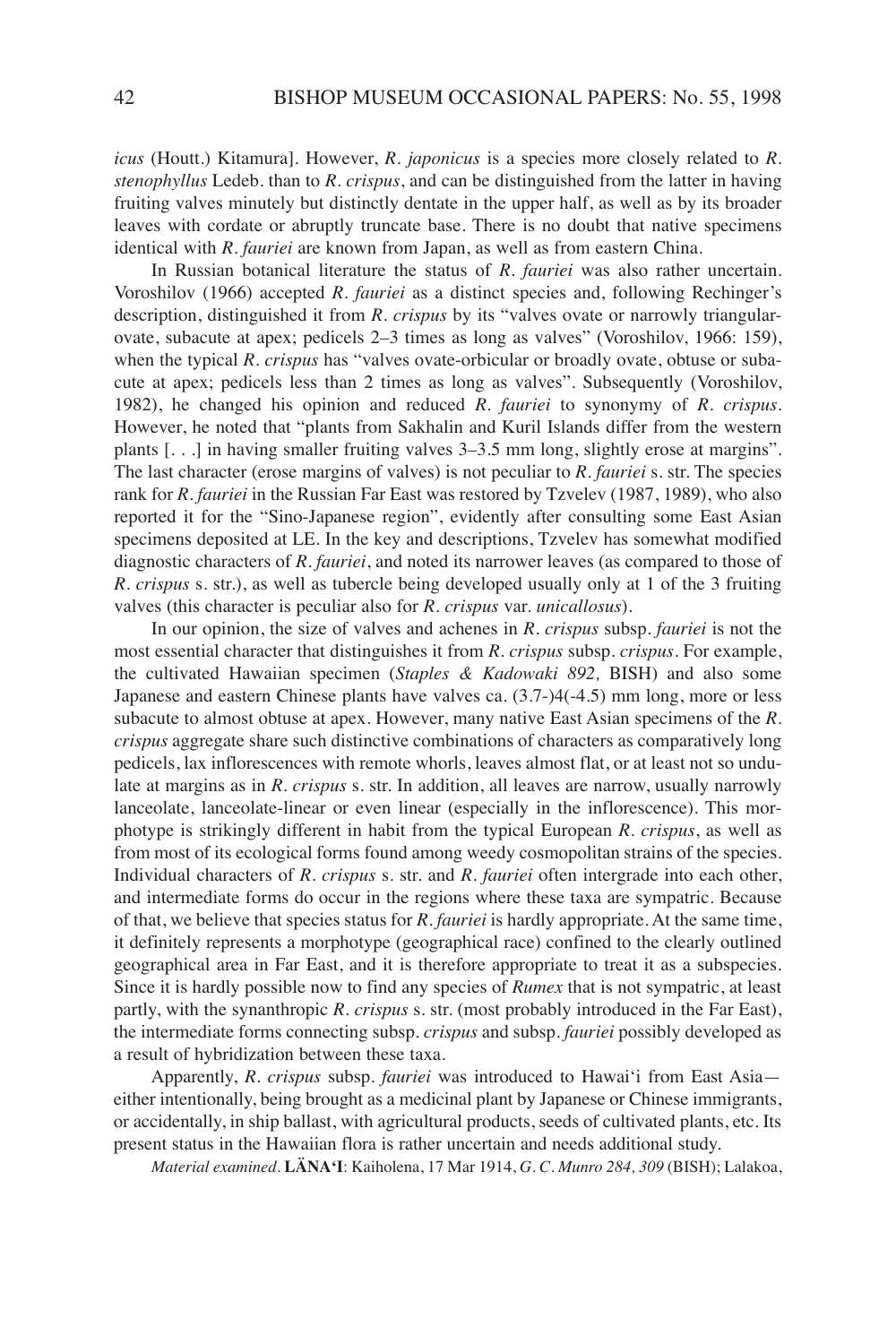*icus* (Houtt.) Kitamura]. However, *R. japonicus* is a species more closely related to *R. stenophyllus* Ledeb. than to *R. crispus*, and can be distinguished from the latter in having fruiting valves minutely but distinctly dentate in the upper half, as well as by its broader leaves with cordate or abruptly truncate base. There is no doubt that native specimens identical with *R. fauriei* are known from Japan, as well as from eastern China.

In Russian botanical literature the status of *R. fauriei* was also rather uncertain. Voroshilov (1966) accepted *R. fauriei* as a distinct species and, following Rechinger's description, distinguished it from *R. crispus* by its "valves ovate or narrowly triangular-ovate, subacute at apex; pedicels 2–3 times as long as valves" (Voroshilov, 1966: 159), when the typical *R. crispus* has "valves ovate-orbicular or broadly ovate, obtuse or subacute at apex; pedicels less than 2 times as long as valves". Subsequently (Voroshilov, 1982), he changed his opinion and reduced *R. fauriei* to synonymy of *R. crispus*. However, he noted that "plants from Sakhalin and Kuril Islands differ from the western plants [. . .] in having smaller fruiting valves 3–3.5 mm long, slightly erose at margins". The last character (erose margins of valves) is not peculiar to *R. fauriei* s. str. The species rank for *R. fauriei* in the Russian Far East was restored by Tzvelev (1987, 1989), who also reported it for the "Sino-Japanese region", evidently after consulting some East Asian specimens deposited at LE. In the key and descriptions, Tzvelev has somewhat modified diagnostic characters of *R. fauriei*, and noted its narrower leaves (as compared to those of *R. crispus* s. str.), as well as tubercle being developed usually only at 1 of the 3 fruiting valves (this character is peculiar also for *R. crispus* var. *unicallosus*).

In our opinion, the size of valves and achenes in *R. crispus* subsp. *fauriei* is not the most essential character that distinguishes it from *R. crispus* subsp. *crispus*. For example, the cultivated Hawaiian specimen (*Staples & Kadowaki 892,* BISH) and also some Japanese and eastern Chinese plants have valves ca. (3.7-)4(-4.5) mm long, more or less subacute to almost obtuse at apex. However, many native East Asian specimens of the *R. crispus* aggregate share such distinctive combinations of characters as comparatively long pedicels, lax inflorescences with remote whorls, leaves almost flat, or at least not so undulate at margins as in *R. crispus* s. str. In addition, all leaves are narrow, usually narrowly lanceolate, lanceolate-linear or even linear (especially in the inflorescence). This morphotype is strikingly different in habit from the typical European *R. crispus*, as well as from most of its ecological forms found among weedy cosmopolitan strains of the species. Individual characters of *R. crispus* s. str. and *R. fauriei* often intergrade into each other, and intermediate forms do occur in the regions where these taxa are sympatric. Because of that, we believe that species status for *R. fauriei* is hardly appropriate. At the same time, it definitely represents a morphotype (geographical race) confined to the clearly outlined geographical area in Far East, and it is therefore appropriate to treat it as a subspecies. Since it is hardly possible now to find any species of *Rumex* that is not sympatric, at least partly, with the synanthropic *R. crispus* s. str. (most probably introduced in the Far East), the intermediate forms connecting subsp. *crispus* and subsp. *fauriei* possibly developed as a result of hybridization between these taxa.

Apparently, *R. crispus* subsp. *fauriei* was introduced to Hawai'i from East Asia—either intentionally, being brought as a medicinal plant by Japanese or Chinese immigrants, or accidentally, in ship ballast, with agricultural products, seeds of cultivated plants, etc. Its present status in the Hawaiian flora is rather uncertain and needs additional study.

*Material examined*. **LĀNA'I**: Kaiholena, 17 Mar 1914, *G. C. Munro 284, 309* (BISH); Lalakoa,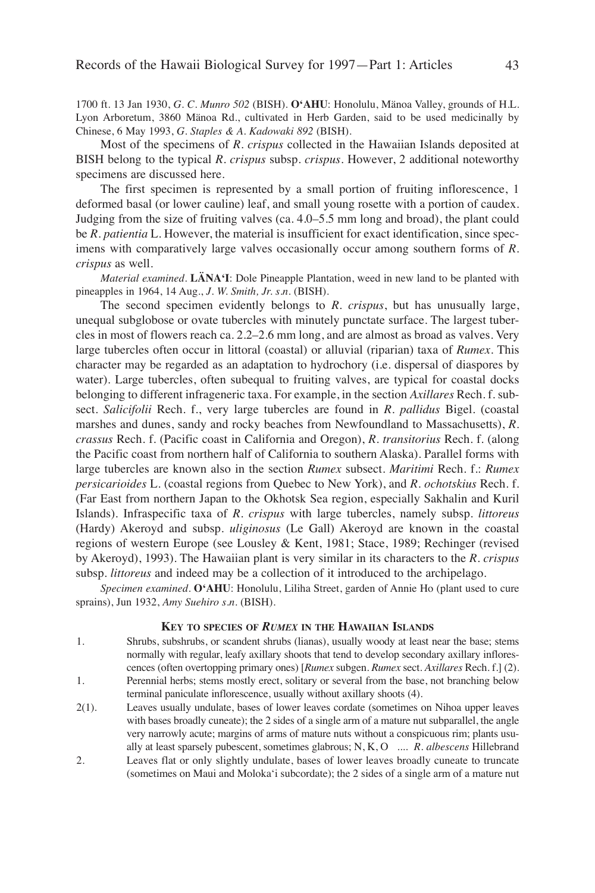1700 ft. 13 Jan 1930, *G. C. Munro 502* (BISH). **O'AHU**: Honolulu, Mänoa Valley, grounds of H.L. Lyon Arboretum, 3860 Mänoa Rd., cultivated in Herb Garden, said to be used medicinally by Chinese, 6 May 1993, *G. Staples & A. Kadowaki 892* (BISH).

Most of the specimens of *R. crispus* collected in the Hawaiian Islands deposited at BISH belong to the typical *R. crispus* subsp. *crispus*. However, 2 additional noteworthy specimens are discussed here.

The first specimen is represented by a small portion of fruiting inflorescence, 1 deformed basal (or lower cauline) leaf, and small young rosette with a portion of caudex. Judging from the size of fruiting valves (ca. 4.0–5.5 mm long and broad), the plant could be *R. patientia* L. However, the material is insufficient for exact identification, since specimens with comparatively large valves occasionally occur among southern forms of *R. crispus* as well.

*Material examined*. **LÄNA'I**: Dole Pineapple Plantation, weed in new land to be planted with pineapples in 1964, 14 Aug., *J. W. Smith, Jr. s.n.* (BISH).

The second specimen evidently belongs to *R. crispus*, but has unusually large, unequal subglobose or ovate tubercles with minutely punctate surface. The largest tubercles in most of flowers reach ca. 2.2–2.6 mm long, and are almost as broad as valves. Very large tubercles often occur in littoral (coastal) or alluvial (riparian) taxa of *Rumex*. This character may be regarded as an adaptation to hydrochory (i.e. dispersal of diaspores by water). Large tubercles, often subequal to fruiting valves, are typical for coastal docks belonging to different infrageneric taxa. For example, in the section *Axillares* Rech. f. subsect. *Salicifolii* Rech. f., very large tubercles are found in *R. pallidus* Bigel. (coastal marshes and dunes, sandy and rocky beaches from Newfoundland to Massachusetts), *R. crassus* Rech. f. (Pacific coast in California and Oregon), *R. transitorius* Rech. f. (along the Pacific coast from northern half of California to southern Alaska). Parallel forms with large tubercles are known also in the section *Rumex* subsect. *Maritimi* Rech. f.: *Rumex persicarioides* L. (coastal regions from Quebec to New York), and *R. ochotskius* Rech. f. (Far East from northern Japan to the Okhotsk Sea region, especially Sakhalin and Kuril Islands). Infraspecific taxa of *R. crispus* with large tubercles, namely subsp. *littoreus* (Hardy) Akeroyd and subsp. *uliginosus* (Le Gall) Akeroyd are known in the coastal regions of western Europe (see Lousley & Kent, 1981; Stace, 1989; Rechinger (revised by Akeroyd), 1993). The Hawaiian plant is very similar in its characters to the *R. crispus* subsp. *littoreus* and indeed may be a collection of it introduced to the archipelago.

*Specimen examined*. **O'AHU**: Honolulu, Liliha Street, garden of Annie Ho (plant used to cure sprains), Jun 1932, *Amy Suehiro s.n.* (BISH).

### KEY TO SPECIES OF *RUMEX* IN THE HAWAIIAN ISLANDS

1. Shrubs, subshrubs, or scandent shrubs (lianas), usually woody at least near the base; stems normally with regular, leafy axillary shoots that tend to develop secondary axillary inflorescences (often overtopping primary ones) [*Rumex* subgen. *Rumex* sect. *Axillares* Rech. f.] (2).

1. Perennial herbs; stems mostly erect, solitary or several from the base, not branching below terminal paniculate inflorescence, usually without axillary shoots (4).

2(1). Leaves usually undulate, bases of lower leaves cordate (sometimes on Nihoa upper leaves with bases broadly cuneate); the 2 sides of a single arm of a mature nut subparallel, the angle very narrowly acute; margins of arms of mature nuts without a conspicuous rim; plants usually at least sparsely pubescent, sometimes glabrous; N, K, O .... *R. albescens* Hillebrand

2. Leaves flat or only slightly undulate, bases of lower leaves broadly cuneate to truncate (sometimes on Maui and Moloka'i subcordate); the 2 sides of a single arm of a mature nut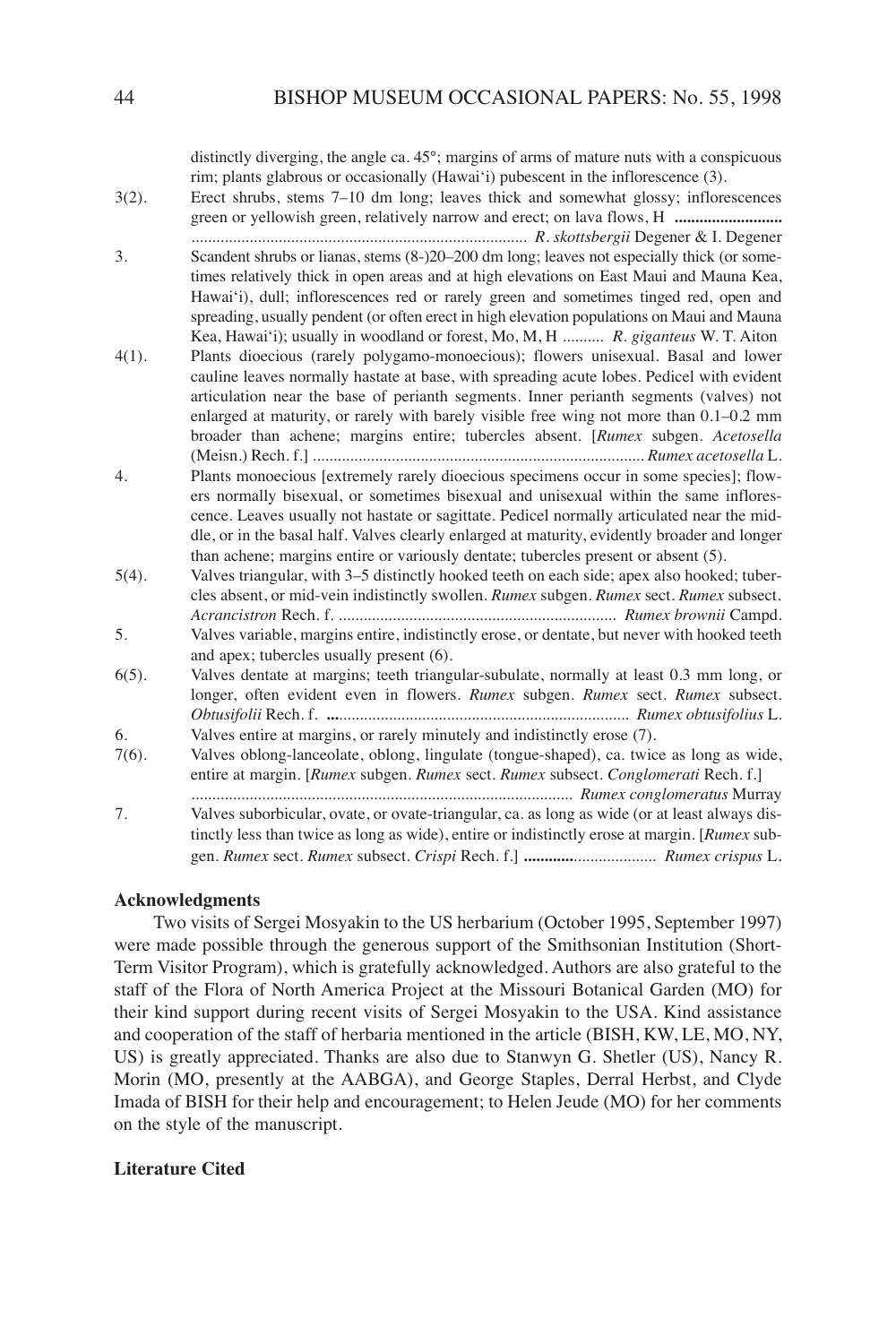distinctly diverging, the angle ca. 45°; margins of arms of mature nuts with a conspicuous rim; plants glabrous or occasionally (Hawai'i) pubescent in the inflorescence (3).

3(2). Erect shrubs, stems 7–10 dm long; leaves thick and somewhat glossy; inflorescences green or yellowish green, relatively narrow and erect; on lava flows, H ........................................................................................................ *R. skottsbergii* Degener & I. Degener

3. Scandent shrubs or lianas, stems (8-)20–200 dm long; leaves not especially thick (or sometimes relatively thick in open areas and at high elevations on East Maui and Mauna Kea, Hawai'i), dull; inflorescences red or rarely green and sometimes tinged red, open and spreading, usually pendent (or often erect in high elevation populations on Maui and Mauna Kea, Hawai'i); usually in woodland or forest, Mo, M, H .......... *R. giganteus* W. T. Aiton

4(1). Plants dioecious (rarely polygamo-monoecious); flowers unisexual. Basal and lower cauline leaves normally hastate at base, with spreading acute lobes. Pedicel with evident articulation near the base of perianth segments. Inner perianth segments (valves) not enlarged at maturity, or rarely with barely visible free wing not more than 0.1–0.2 mm broader than achene; margins entire; tubercles absent. [*Rumex* subgen. *Acetosella* (Meisn.) Rech. f.] ................................................................................ *Rumex acetosella* L.

4. Plants monoecious [extremely rarely dioecious specimens occur in some species]; flowers normally bisexual, or sometimes bisexual and unisexual within the same inflorescence. Leaves usually not hastate or sagittate. Pedicel normally articulated near the middle, or in the basal half. Valves clearly enlarged at maturity, evidently broader and longer than achene; margins entire or variously dentate; tubercles present or absent (5).

5(4). Valves triangular, with 3–5 distinctly hooked teeth on each side; apex also hooked; tubercles absent, or mid-vein indistinctly swollen. *Rumex* subgen. *Rumex* sect. *Rumex* subsect. *Acrancistron* Rech. f. .................................................................. *Rumex brownii* Campd.

5. Valves variable, margins entire, indistinctly erose, or dentate, but never with hooked teeth and apex; tubercles usually present (6).

6(5). Valves dentate at margins; teeth triangular-subulate, normally at least 0.3 mm long, or longer, often evident even in flowers. *Rumex* subgen. *Rumex* sect. *Rumex* subsect. *Obtusifolii* Rech. f. ....................................................................... *Rumex obtusifolius* L.

6. Valves entire at margins, or rarely minutely and indistinctly erose (7).

7(6). Valves oblong-lanceolate, oblong, lingulate (tongue-shaped), ca. twice as long as wide, entire at margin. [*Rumex* subgen. *Rumex* sect. *Rumex* subsect. *Conglomerati* Rech. f.] ........................................................................................... *Rumex conglomeratus* Murray

7. Valves suborbicular, ovate, or ovate-triangular, ca. as long as wide (or at least always distinctly less than twice as long as wide), entire or indistinctly erose at margin. [*Rumex* subgen. *Rumex* sect. *Rumex* subsect. *Crispi* Rech. f.] ................................ *Rumex crispus* L.

## Acknowledgments

Two visits of Sergei Mosyakin to the US herbarium (October 1995, September 1997) were made possible through the generous support of the Smithsonian Institution (Short-Term Visitor Program), which is gratefully acknowledged. Authors are also grateful to the staff of the Flora of North America Project at the Missouri Botanical Garden (MO) for their kind support during recent visits of Sergei Mosyakin to the USA. Kind assistance and cooperation of the staff of herbaria mentioned in the article (BISH, KW, LE, MO, NY, US) is greatly appreciated. Thanks are also due to Stanwyn G. Shetler (US), Nancy R. Morin (MO, presently at the AABGA), and George Staples, Derral Herbst, and Clyde Imada of BISH for their help and encouragement; to Helen Jeude (MO) for her comments on the style of the manuscript.

## Literature Cited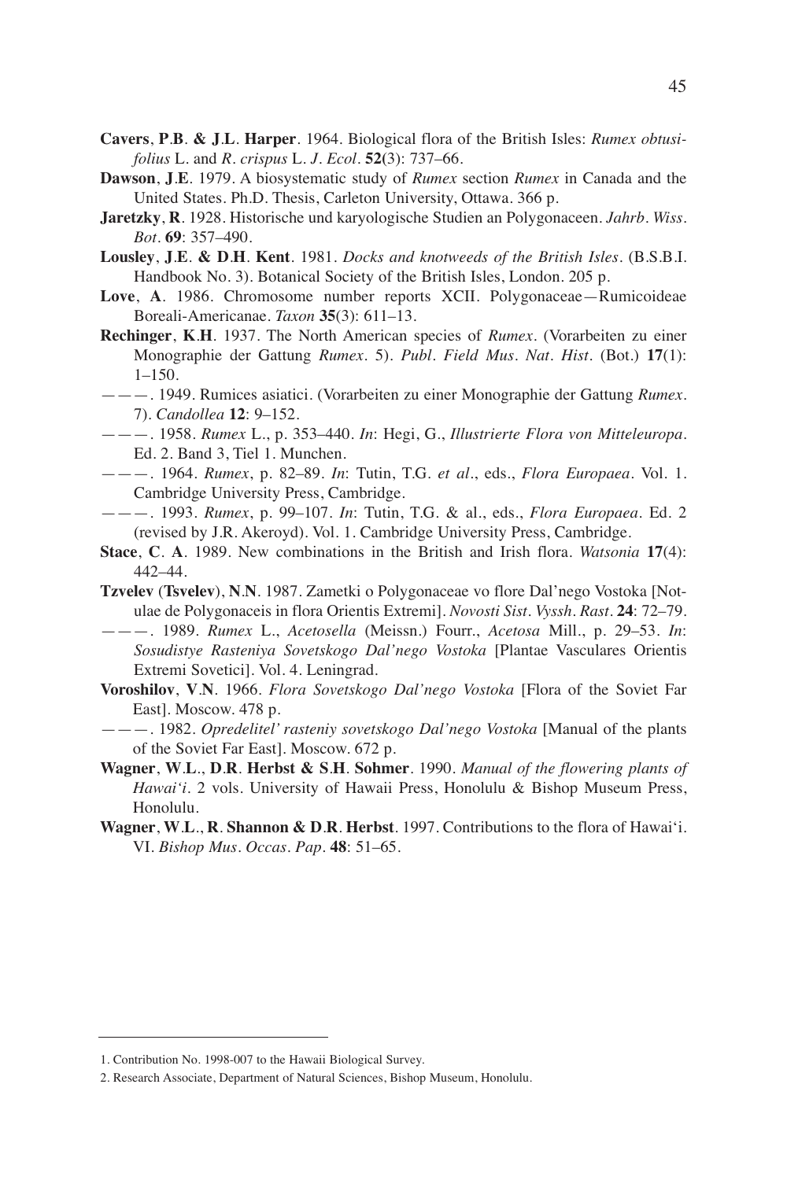**Cavers**, **P**.**B**. **& J**.**L**. **Harper**. 1964. Biological flora of the British Isles: *Rumex obtusifolius* L. and *R*. *crispus* L. *J*. *Ecol*. **52**(3): 737–66.

**Dawson**, **J**.**E**. 1979. A biosystematic study of *Rumex* section *Rumex* in Canada and the United States. Ph.D. Thesis, Carleton University, Ottawa. 366 p.

**Jaretzky**, **R**. 1928. Historische und karyologische Studien an Polygonaceen. *Jahrb*. *Wiss*. *Bot*. **69**: 357–490.

**Lousley**, **J**.**E**. **& D**.**H**. **Kent**. 1981. *Docks and knotweeds of the British Isles*. (B.S.B.I. Handbook No. 3). Botanical Society of the British Isles, London. 205 p.

**Love**, **A**. 1986. Chromosome number reports XCII. Polygonaceae—Rumicoideae Boreali-Americanae. *Taxon* **35**(3): 611–13.

**Rechinger**, **K**.**H**. 1937. The North American species of *Rumex*. (Vorarbeiten zu einer Monographie der Gattung *Rumex*. 5). *Publ*. *Field Mus*. *Nat*. *Hist*. (Bot.) **17**(1): 1–150.

———. 1949. Rumices asiatici. (Vorarbeiten zu einer Monographie der Gattung *Rumex*. 7). *Candollea* **12**: 9–152.

———. 1958. *Rumex* L., p. 353–440. *In*: Hegi, G., *Illustrierte Flora von Mitteleuropa*. Ed. 2. Band 3, Tiel 1. Munchen.

———. 1964. *Rumex*, p. 82–89. *In*: Tutin, T.G. *et al*., eds., *Flora Europaea*. Vol. 1. Cambridge University Press, Cambridge.

———. 1993. *Rumex*, p. 99–107. *In*: Tutin, T.G. & al., eds., *Flora Europaea*. Ed. 2 (revised by J.R. Akeroyd). Vol. 1. Cambridge University Press, Cambridge.

**Stace**, **C**. **A**. 1989. New combinations in the British and Irish flora. *Watsonia* **17**(4): 442–44.

**Tzvelev** (**Tsvelev**), **N**.**N**. 1987. Zametki o Polygonaceae vo flore Dal'nego Vostoka [Notulae de Polygonaceis in flora Orientis Extremi]. *Novosti Sist*. *Vyssh*. *Rast*. **24**: 72–79.

———. 1989. *Rumex* L., *Acetosella* (Meissn.) Fourr., *Acetosa* Mill., p. 29–53. *In*: *Sosudistye Rasteniya Sovetskogo Dal'nego Vostoka* [Plantae Vasculares Orientis Extremi Sovetici]. Vol. 4. Leningrad.

**Voroshilov**, **V**.**N**. 1966. *Flora Sovetskogo Dal'nego Vostoka* [Flora of the Soviet Far East]. Moscow. 478 p.

———. 1982. *Opredelitel' rasteniy sovetskogo Dal'nego Vostoka* [Manual of the plants of the Soviet Far East]. Moscow. 672 p.

**Wagner**, **W**.**L**., **D**.**R**. **Herbst & S**.**H**. **Sohmer**. 1990. *Manual of the flowering plants of Hawai'i*. 2 vols. University of Hawaii Press, Honolulu & Bishop Museum Press, Honolulu.

**Wagner**, **W**.**L**., **R**. **Shannon & D**.**R**. **Herbst**. 1997. Contributions to the flora of Hawai'i. VI. *Bishop Mus*. *Occas*. *Pap*. **48**: 51–65.

---

1. Contribution No. 1998-007 to the Hawaii Biological Survey.

2. Research Associate, Department of Natural Sciences, Bishop Museum, Honolulu.